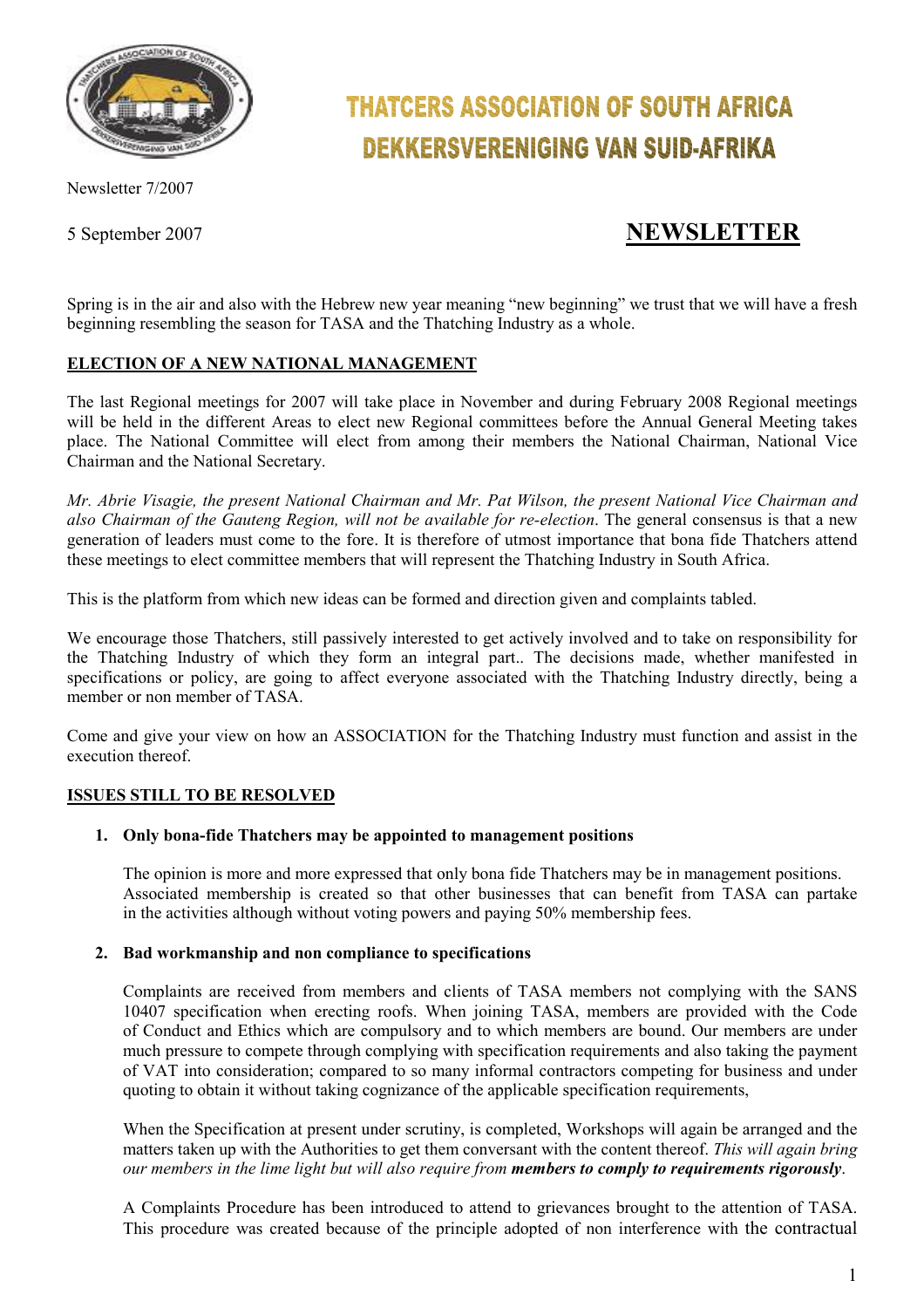# THATCERS ASSOCIATION OF SOUTH AFRICA
# DEKKERSVERENIGING VAN SUID-AFRIKA

Newsletter 7/2007

5 September 2007

## NEWSLETTER

Spring is in the air and also with the Hebrew new year meaning "new beginning" we trust that we will have a fresh beginning resembling the season for TASA and the Thatching Industry as a whole.

**ELECTION OF A NEW NATIONAL MANAGEMENT**

The last Regional meetings for 2007 will take place in November and during February 2008 Regional meetings will be held in the different Areas to elect new Regional committees before the Annual General Meeting takes place. The National Committee will elect from among their members the National Chairman, National Vice Chairman and the National Secretary.

*Mr. Abrie Visagie, the present National Chairman and Mr. Pat Wilson, the present National Vice Chairman and also Chairman of the Gauteng Region, will not be available for re-election*. The general consensus is that a new generation of leaders must come to the fore. It is therefore of utmost importance that bona fide Thatchers attend these meetings to elect committee members that will represent the Thatching Industry in South Africa.

This is the platform from which new ideas can be formed and direction given and complaints tabled.

We encourage those Thatchers, still passively interested to get actively involved and to take on responsibility for the Thatching Industry of which they form an integral part.. The decisions made, whether manifested in specifications or policy, are going to affect everyone associated with the Thatching Industry directly, being a member or non member of TASA.

Come and give your view on how an ASSOCIATION for the Thatching Industry must function and assist in the execution thereof.

**ISSUES STILL TO BE RESOLVED**

1. **Only bona-fide Thatchers may be appointed to management positions**

   The opinion is more and more expressed that only bona fide Thatchers may be in management positions. Associated membership is created so that other businesses that can benefit from TASA can partake in the activities although without voting powers and paying 50% membership fees.

2. **Bad workmanship and non compliance to specifications**

   Complaints are received from members and clients of TASA members not complying with the SANS 10407 specification when erecting roofs. When joining TASA, members are provided with the Code of Conduct and Ethics which are compulsory and to which members are bound. Our members are under much pressure to compete through complying with specification requirements and also taking the payment of VAT into consideration; compared to so many informal contractors competing for business and under quoting to obtain it without taking cognizance of the applicable specification requirements,

   When the Specification at present under scrutiny, is completed, Workshops will again be arranged and the matters taken up with the Authorities to get them conversant with the content thereof. *This will again bring our members in the lime light but will also require from* ***members to comply to requirements rigorously***.

   A Complaints Procedure has been introduced to attend to grievances brought to the attention of TASA. This procedure was created because of the principle adopted of non interference with the contractual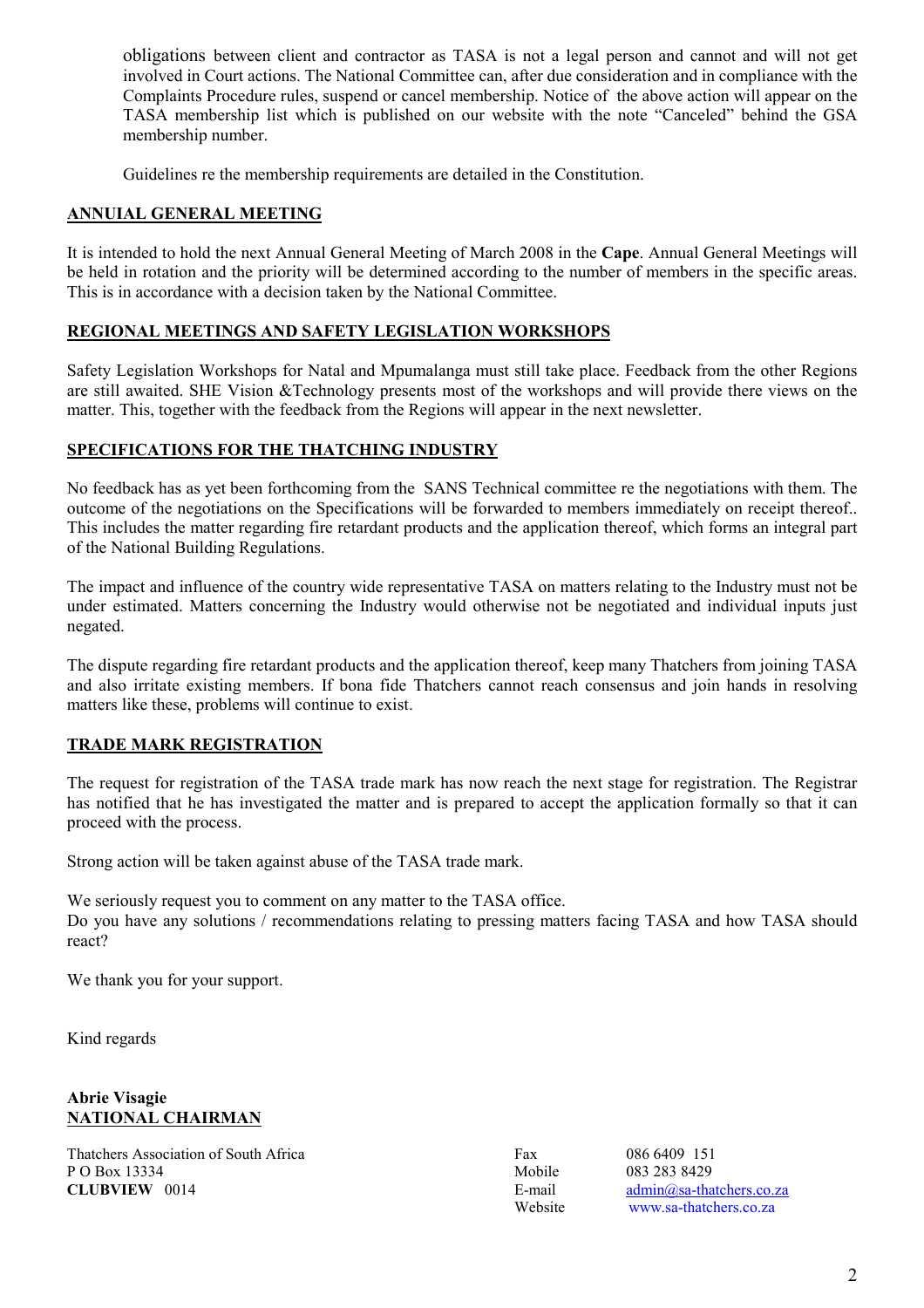obligations between client and contractor as TASA is not a legal person and cannot and will not get involved in Court actions. The National Committee can, after due consideration and in compliance with the Complaints Procedure rules, suspend or cancel membership. Notice of the above action will appear on the TASA membership list which is published on our website with the note "Canceled" behind the GSA membership number.

Guidelines re the membership requirements are detailed in the Constitution.

## ANNUIAL GENERAL MEETING

It is intended to hold the next Annual General Meeting of March 2008 in the **Cape**. Annual General Meetings will be held in rotation and the priority will be determined according to the number of members in the specific areas. This is in accordance with a decision taken by the National Committee.

## REGIONAL MEETINGS AND SAFETY LEGISLATION WORKSHOPS

Safety Legislation Workshops for Natal and Mpumalanga must still take place. Feedback from the other Regions are still awaited. SHE Vision &Technology presents most of the workshops and will provide there views on the matter. This, together with the feedback from the Regions will appear in the next newsletter.

## SPECIFICATIONS FOR THE THATCHING INDUSTRY

No feedback has as yet been forthcoming from the SANS Technical committee re the negotiations with them. The outcome of the negotiations on the Specifications will be forwarded to members immediately on receipt thereof.. This includes the matter regarding fire retardant products and the application thereof, which forms an integral part of the National Building Regulations.

The impact and influence of the country wide representative TASA on matters relating to the Industry must not be under estimated. Matters concerning the Industry would otherwise not be negotiated and individual inputs just negated.

The dispute regarding fire retardant products and the application thereof, keep many Thatchers from joining TASA and also irritate existing members. If bona fide Thatchers cannot reach consensus and join hands in resolving matters like these, problems will continue to exist.

## TRADE MARK REGISTRATION

The request for registration of the TASA trade mark has now reach the next stage for registration. The Registrar has notified that he has investigated the matter and is prepared to accept the application formally so that it can proceed with the process.

Strong action will be taken against abuse of the TASA trade mark.

We seriously request you to comment on any matter to the TASA office.
Do you have any solutions / recommendations relating to pressing matters facing TASA and how TASA should react?

We thank you for your support.

Kind regards

**Abrie Visagie**
**NATIONAL CHAIRMAN**

Thatchers Association of South Africa
P O Box 13334
**CLUBVIEW** 0014

Fax 086 6409 151
Mobile 083 283 8429
E-mail admin@sa-thatchers.co.za
Website www.sa-thatchers.co.za